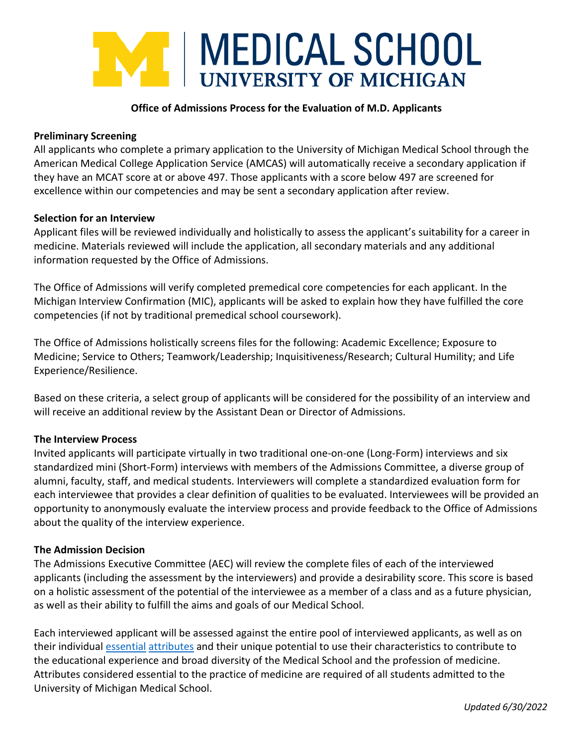# MEDICAL SCHOOL
## UNIVERSITY OF MICHIGAN

**Office of Admissions Process for the Evaluation of M.D. Applicants**

**Preliminary Screening**

All applicants who complete a primary application to the University of Michigan Medical School through the American Medical College Application Service (AMCAS) will automatically receive a secondary application if they have an MCAT score at or above 497. Those applicants with a score below 497 are screened for excellence within our competencies and may be sent a secondary application after review.

**Selection for an Interview**

Applicant files will be reviewed individually and holistically to assess the applicant's suitability for a career in medicine. Materials reviewed will include the application, all secondary materials and any additional information requested by the Office of Admissions.

The Office of Admissions will verify completed premedical core competencies for each applicant. In the Michigan Interview Confirmation (MIC), applicants will be asked to explain how they have fulfilled the core competencies (if not by traditional premedical school coursework).

The Office of Admissions holistically screens files for the following: Academic Excellence; Exposure to Medicine; Service to Others; Teamwork/Leadership; Inquisitiveness/Research; Cultural Humility; and Life Experience/Resilience.

Based on these criteria, a select group of applicants will be considered for the possibility of an interview and will receive an additional review by the Assistant Dean or Director of Admissions.

**The Interview Process**

Invited applicants will participate virtually in two traditional one-on-one (Long-Form) interviews and six standardized mini (Short-Form) interviews with members of the Admissions Committee, a diverse group of alumni, faculty, staff, and medical students. Interviewers will complete a standardized evaluation form for each interviewee that provides a clear definition of qualities to be evaluated. Interviewees will be provided an opportunity to anonymously evaluate the interview process and provide feedback to the Office of Admissions about the quality of the interview experience.

**The Admission Decision**

The Admissions Executive Committee (AEC) will review the complete files of each of the interviewed applicants (including the assessment by the interviewers) and provide a desirability score. This score is based on a holistic assessment of the potential of the interviewee as a member of a class and as a future physician, as well as their ability to fulfill the aims and goals of our Medical School.

Each interviewed applicant will be assessed against the entire pool of interviewed applicants, as well as on their individual essential attributes and their unique potential to use their characteristics to contribute to the educational experience and broad diversity of the Medical School and the profession of medicine. Attributes considered essential to the practice of medicine are required of all students admitted to the University of Michigan Medical School.

*Updated 6/30/2022*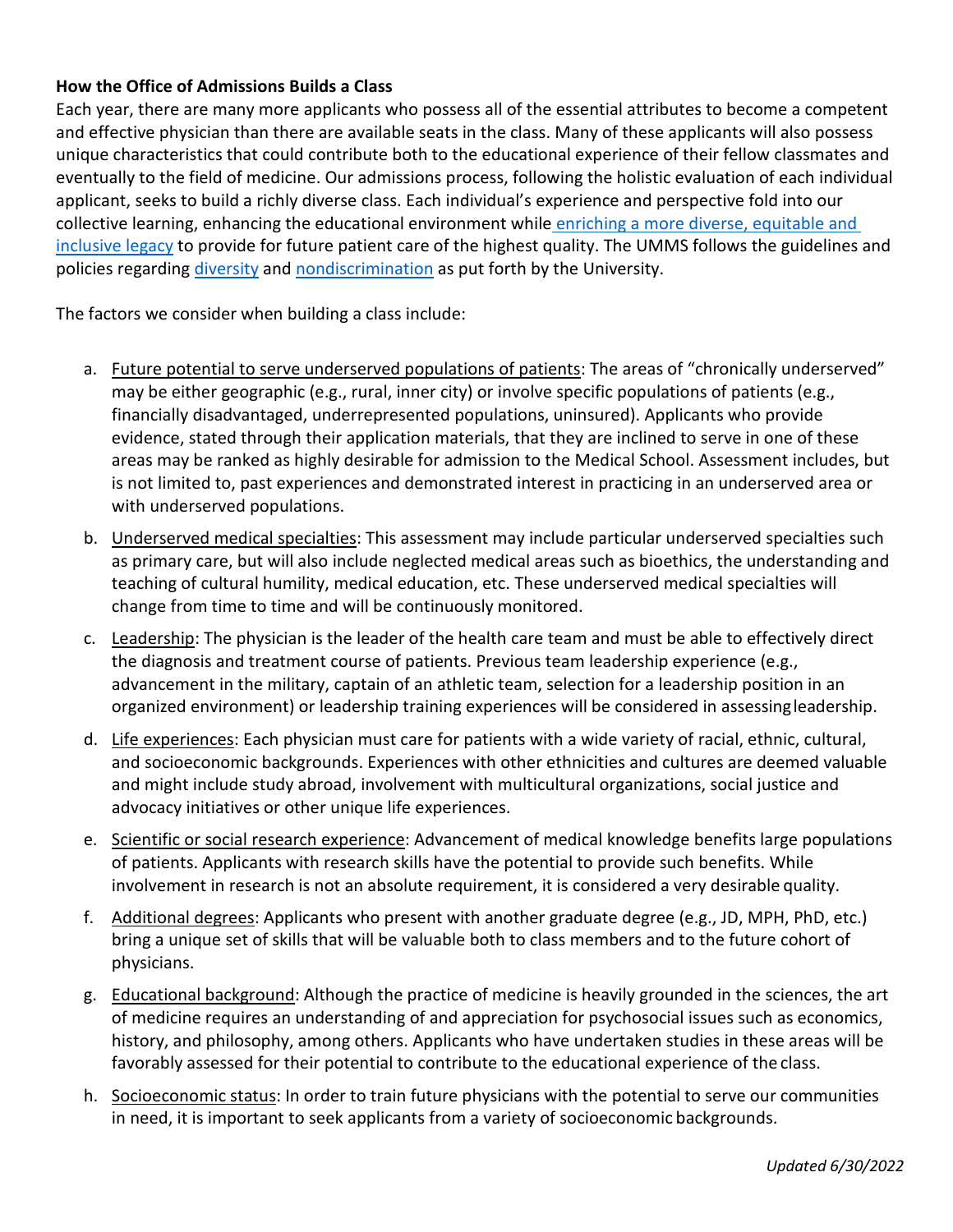**How the Office of Admissions Builds a Class**

Each year, there are many more applicants who possess all of the essential attributes to become a competent and effective physician than there are available seats in the class. Many of these applicants will also possess unique characteristics that could contribute both to the educational experience of their fellow classmates and eventually to the field of medicine. Our admissions process, following the holistic evaluation of each individual applicant, seeks to build a richly diverse class. Each individual's experience and perspective fold into our collective learning, enhancing the educational environment while enriching a more diverse, equitable and inclusive legacy to provide for future patient care of the highest quality. The UMMS follows the guidelines and policies regarding diversity and nondiscrimination as put forth by the University.

The factors we consider when building a class include:

a. Future potential to serve underserved populations of patients: The areas of "chronically underserved" may be either geographic (e.g., rural, inner city) or involve specific populations of patients (e.g., financially disadvantaged, underrepresented populations, uninsured). Applicants who provide evidence, stated through their application materials, that they are inclined to serve in one of these areas may be ranked as highly desirable for admission to the Medical School. Assessment includes, but is not limited to, past experiences and demonstrated interest in practicing in an underserved area or with underserved populations.

b. Underserved medical specialties: This assessment may include particular underserved specialties such as primary care, but will also include neglected medical areas such as bioethics, the understanding and teaching of cultural humility, medical education, etc. These underserved medical specialties will change from time to time and will be continuously monitored.

c. Leadership: The physician is the leader of the health care team and must be able to effectively direct the diagnosis and treatment course of patients. Previous team leadership experience (e.g., advancement in the military, captain of an athletic team, selection for a leadership position in an organized environment) or leadership training experiences will be considered in assessing leadership.

d. Life experiences: Each physician must care for patients with a wide variety of racial, ethnic, cultural, and socioeconomic backgrounds. Experiences with other ethnicities and cultures are deemed valuable and might include study abroad, involvement with multicultural organizations, social justice and advocacy initiatives or other unique life experiences.

e. Scientific or social research experience: Advancement of medical knowledge benefits large populations of patients. Applicants with research skills have the potential to provide such benefits. While involvement in research is not an absolute requirement, it is considered a very desirable quality.

f. Additional degrees: Applicants who present with another graduate degree (e.g., JD, MPH, PhD, etc.) bring a unique set of skills that will be valuable both to class members and to the future cohort of physicians.

g. Educational background: Although the practice of medicine is heavily grounded in the sciences, the art of medicine requires an understanding of and appreciation for psychosocial issues such as economics, history, and philosophy, among others. Applicants who have undertaken studies in these areas will be favorably assessed for their potential to contribute to the educational experience of the class.

h. Socioeconomic status: In order to train future physicians with the potential to serve our communities in need, it is important to seek applicants from a variety of socioeconomic backgrounds.

*Updated 6/30/2022*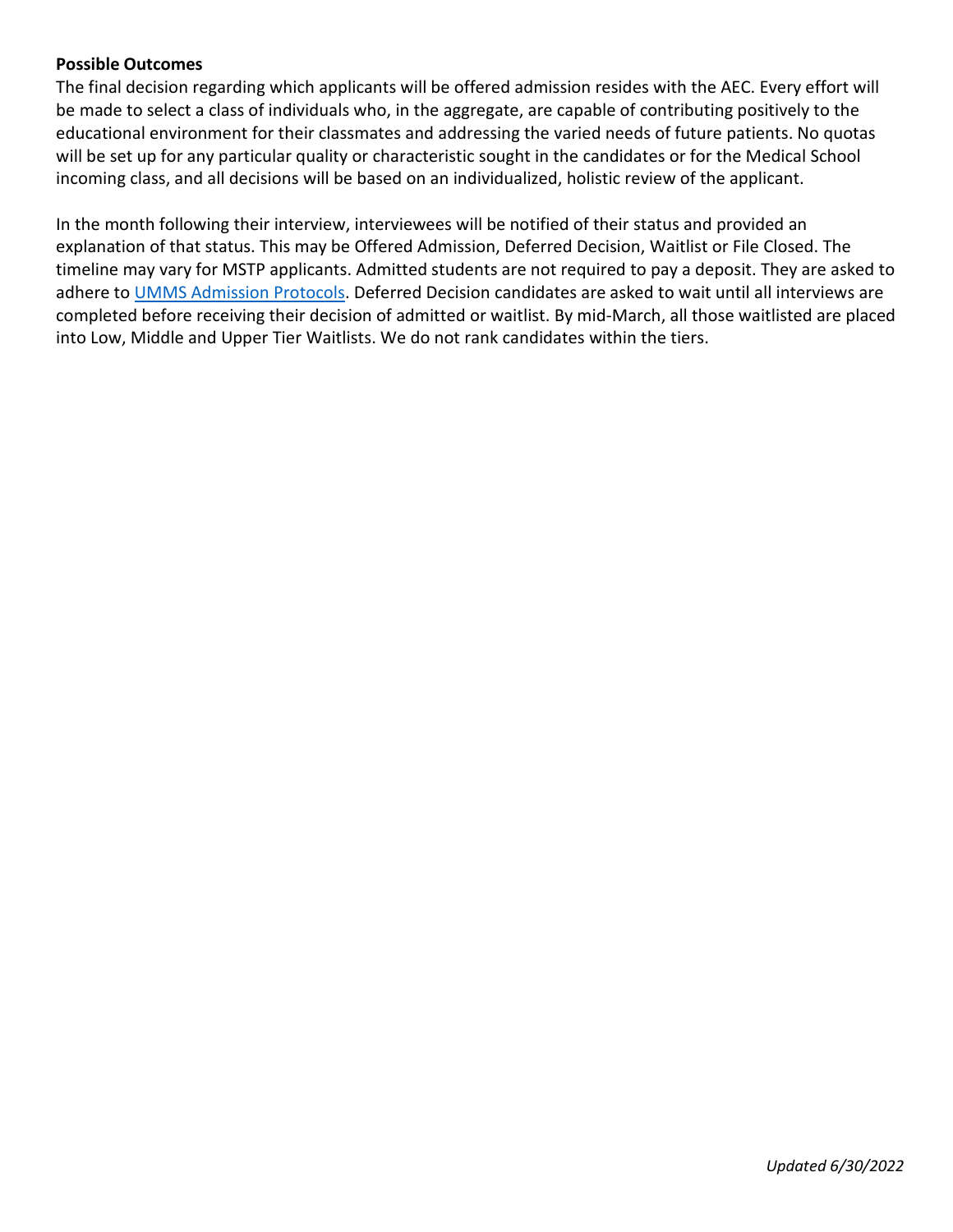**Possible Outcomes**

The final decision regarding which applicants will be offered admission resides with the AEC. Every effort will be made to select a class of individuals who, in the aggregate, are capable of contributing positively to the educational environment for their classmates and addressing the varied needs of future patients. No quotas will be set up for any particular quality or characteristic sought in the candidates or for the Medical School incoming class, and all decisions will be based on an individualized, holistic review of the applicant.

In the month following their interview, interviewees will be notified of their status and provided an explanation of that status. This may be Offered Admission, Deferred Decision, Waitlist or File Closed. The timeline may vary for MSTP applicants. Admitted students are not required to pay a deposit. They are asked to adhere to UMMS Admission Protocols. Deferred Decision candidates are asked to wait until all interviews are completed before receiving their decision of admitted or waitlist. By mid-March, all those waitlisted are placed into Low, Middle and Upper Tier Waitlists. We do not rank candidates within the tiers.

*Updated 6/30/2022*